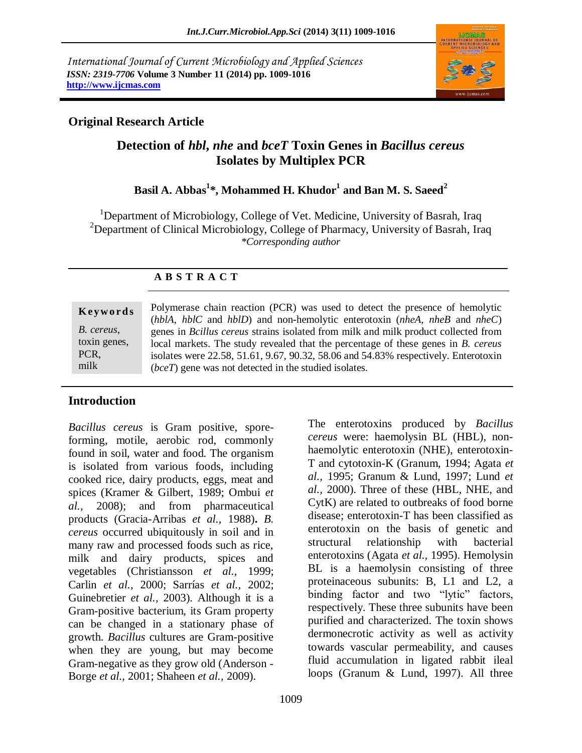International Journal of Current Microbiology and Applied Sciences
*ISSN: 2319-7706* **Volume 3 Number 11 (2014) pp. 1009-1016**
**http://www.ijcmas.com**

**Original Research Article**

# Detection of *hbl*, *nhe* and *bceT* Toxin Genes in *Bacillus cereus* Isolates by Multiplex PCR

**Basil A. Abbas[1]*, Mohammed H. Khudor[1] and Ban M. S. Saeed[2]**

[1]Department of Microbiology, College of Vet. Medicine, University of Basrah, Iraq
[2]Department of Clinical Microbiology, College of Pharmacy, University of Basrah, Iraq
*\*Corresponding author*

## ABSTRACT

**Keywords**

*B. cereus*, toxin genes, PCR, milk

Polymerase chain reaction (PCR) was used to detect the presence of hemolytic (*hblA*, *hblC* and *hblD*) and non-hemolytic enterotoxin (*nheA*, *nheB* and *nheC*) genes in *Bcillus cereus* strains isolated from milk and milk product collected from local markets. The study revealed that the percentage of these genes in *B. cereus* isolates were 22.58, 51.61, 9.67, 90.32, 58.06 and 54.83% respectively. Enterotoxin (*bceT*) gene was not detected in the studied isolates.

## Introduction

*Bacillus cereus* is Gram positive, spore-forming, motile, aerobic rod, commonly found in soil, water and food. The organism is isolated from various foods, including cooked rice, dairy products, eggs, meat and spices (Kramer & Gilbert, 1989; Ombui *et al.,* 2008); and from pharmaceutical products (Gracia-Arribas *et al.,* 1988)**.** *B. cereus* occurred ubiquitously in soil and in many raw and processed foods such as rice, milk and dairy products, spices and vegetables (Christiansson *et al.,* 1999; Carlin *et al.,* 2000; Sarrías *et al.,* 2002; Guinebretier *et al.,* 2003). Although it is a Gram-positive bacterium, its Gram property can be changed in a stationary phase of growth. *Bacillus* cultures are Gram-positive when they are young, but may become Gram-negative as they grow old (Anderson - Borge *et al.,* 2001; Shaheen *et al.,* 2009).

The enterotoxins produced by *Bacillus cereus* were: haemolysin BL (HBL), non-haemolytic enterotoxin (NHE), enterotoxin-T and cytotoxin-K (Granum, 1994; Agata *et al.,* 1995; Granum & Lund, 1997; Lund *et al.,* 2000). Three of these (HBL, NHE, and CytK) are related to outbreaks of food borne disease; enterotoxin-T has been classified as enterotoxin on the basis of genetic and structural relationship with bacterial enterotoxins (Agata *et al.,* 1995). Hemolysin BL is a haemolysin consisting of three proteinaceous subunits: B, L1 and L2, a binding factor and two "lytic" factors, respectively. These three subunits have been purified and characterized. The toxin shows dermonecrotic activity as well as activity towards vascular permeability, and causes fluid accumulation in ligated rabbit ileal loops (Granum & Lund, 1997). All three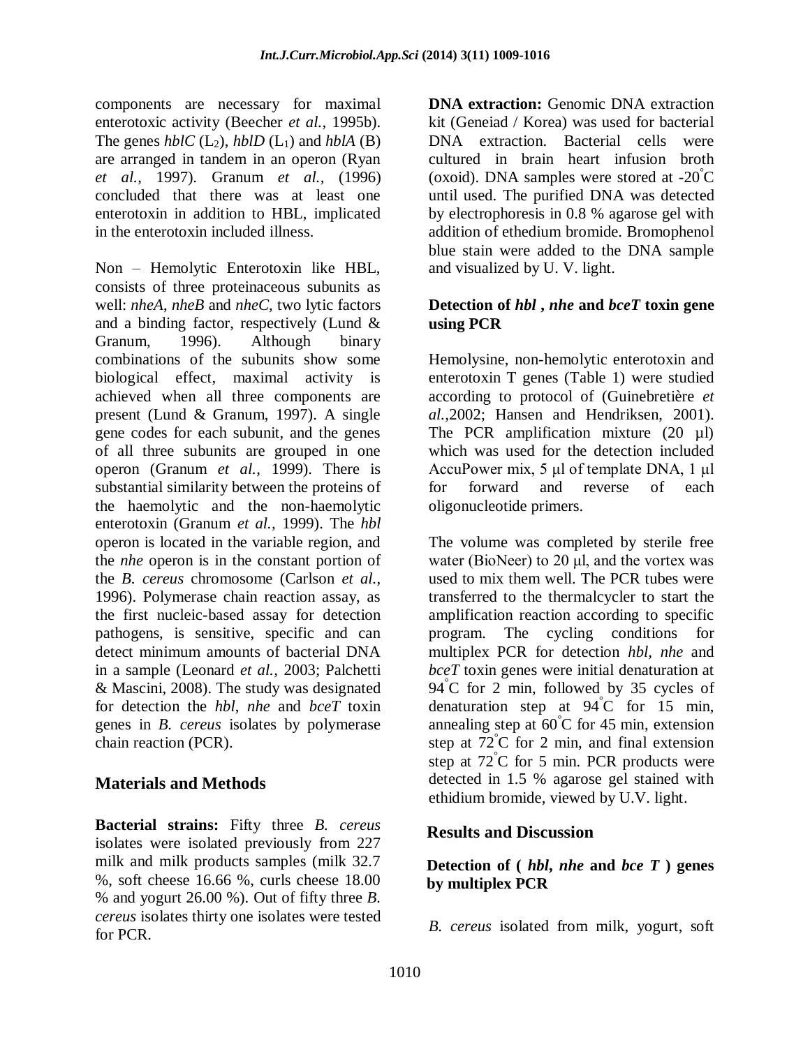components are necessary for maximal enterotoxic activity (Beecher *et al.,* 1995b). The genes *hblC* ($L_2$), *hblD* ($L_1$) and *hblA* (B) are arranged in tandem in an operon (Ryan *et al.,* 1997). Granum *et al.,* (1996) concluded that there was at least one enterotoxin in addition to HBL, implicated in the enterotoxin included illness.

Non – Hemolytic Enterotoxin like HBL, consists of three proteinaceous subunits as well: *nheA*, *nheB* and *nheC,* two lytic factors and a binding factor, respectively (Lund & Granum, 1996). Although binary combinations of the subunits show some biological effect, maximal activity is achieved when all three components are present (Lund & Granum, 1997). A single gene codes for each subunit, and the genes of all three subunits are grouped in one operon (Granum *et al.,* 1999). There is substantial similarity between the proteins of the haemolytic and the non-haemolytic enterotoxin (Granum *et al.,* 1999). The *hbl* operon is located in the variable region, and the *nhe* operon is in the constant portion of the *B. cereus* chromosome (Carlson *et al.,* 1996). Polymerase chain reaction assay, as the first nucleic-based assay for detection pathogens, is sensitive, specific and can detect minimum amounts of bacterial DNA in a sample (Leonard *et al.,* 2003; Palchetti & Mascini, 2008). The study was designated for detection the *hbl*, *nhe* and *bceT* toxin genes in *B. cereus* isolates by polymerase chain reaction (PCR).

## Materials and Methods

**Bacterial strains:** Fifty three *B. cereus* isolates were isolated previously from 227 milk and milk products samples (milk 32.7 %, soft cheese 16.66 %, curls cheese 18.00 % and yogurt 26.00 %). Out of fifty three *B. cereus* isolates thirty one isolates were tested for PCR.

**DNA extraction:** Genomic DNA extraction kit (Geneiad / Korea) was used for bacterial DNA extraction. Bacterial cells were cultured in brain heart infusion broth (oxoid). DNA samples were stored at -20°C until used. The purified DNA was detected by electrophoresis in 0.8 % agarose gel with addition of ethedium bromide. Bromophenol blue stain were added to the DNA sample and visualized by U. V. light.

### Detection of *hbl* , *nhe* and *bceT* toxin gene using PCR

Hemolysine, non-hemolytic enterotoxin and enterotoxin T genes (Table 1) were studied according to protocol of (Guinebretière *et al.,*2002; Hansen and Hendriksen, 2001). The PCR amplification mixture (20 µl) which was used for the detection included AccuPower mix, 5 µl of template DNA, 1 µl for forward and reverse of each oligonucleotide primers.

The volume was completed by sterile free water (BioNeer) to 20 µl, and the vortex was used to mix them well. The PCR tubes were transferred to the thermalcycler to start the amplification reaction according to specific program. The cycling conditions for multiplex PCR for detection *hbl, nhe* and *bceT* toxin genes were initial denaturation at 94°C for 2 min, followed by 35 cycles of denaturation step at 94°C for 15 min, annealing step at 60°C for 45 min, extension step at 72°C for 2 min, and final extension step at 72°C for 5 min. PCR products were detected in 1.5 % agarose gel stained with ethidium bromide, viewed by U.V. light.

## Results and Discussion

### Detection of ( *hbl*, *nhe* and *bce T* ) genes by multiplex PCR

*B. cereus* isolated from milk, yogurt, soft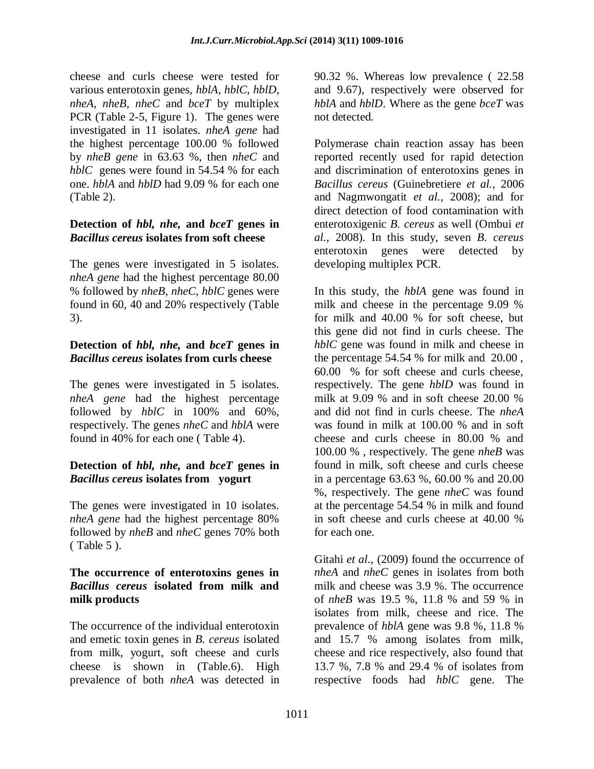cheese and curls cheese were tested for various enterotoxin genes, *hblA, hblC, hblD, nheA, nheB, nheC* and *bceT* by multiplex PCR (Table 2-5, Figure 1). The genes were investigated in 11 isolates. *nheA gene* had the highest percentage 100.00 % followed by *nheB gene* in 63.63 %, then *nheC* and *hblC* genes were found in 54.54 % for each one. *hblA* and *hblD* had 9.09 % for each one (Table 2).

### Detection of *hbl, nhe,* and *bceT* genes in *Bacillus cereus* isolates from soft cheese

The genes were investigated in 5 isolates. *nheA gene* had the highest percentage 80.00 % followed by *nheB*, *nheC*, *hblC* genes were found in 60, 40 and 20% respectively (Table 3).

### Detection of *hbl, nhe,* and *bceT* genes in *Bacillus cereus* isolates from curls cheese

The genes were investigated in 5 isolates. *nheA gene* had the highest percentage followed by *hblC* in 100% and 60%, respectively. The genes *nheC* and *hblA* were found in 40% for each one ( Table 4).

### Detection of *hbl, nhe,* and *bceT* genes in *Bacillus cereus* isolates from yogurt

The genes were investigated in 10 isolates. *nheA gene* had the highest percentage 80% followed by *nheB* and *nheC* genes 70% both ( Table 5 ).

### The occurrence of enterotoxins genes in *Bacillus cereus* isolated from milk and milk products

The occurrence of the individual enterotoxin and emetic toxin genes in *B. cereus* isolated from milk, yogurt, soft cheese and curls cheese is shown in (Table.6). High prevalence of both *nheA* was detected in 90.32 %. Whereas low prevalence ( 22.58 and 9.67), respectively were observed for *hblA* and *hblD*. Where as the gene *bceT* was not detected.

Polymerase chain reaction assay has been reported recently used for rapid detection and discrimination of enterotoxins genes in *Bacillus cereus* (Guinebretiere *et al.,* 2006 and Nagmwongatit *et al.,* 2008); and for direct detection of food contamination with enterotoxigenic *B. cereus* as well (Ombui *et al.,* 2008). In this study, seven *B. cereus* enterotoxin genes were detected by developing multiplex PCR.

In this study, the *hblA* gene was found in milk and cheese in the percentage 9.09 % for milk and 40.00 % for soft cheese, but this gene did not find in curls cheese. The *hblC* gene was found in milk and cheese in the percentage 54.54 % for milk and 20.00 , 60.00 % for soft cheese and curls cheese, respectively. The gene *hblD* was found in milk at 9.09 % and in soft cheese 20.00 % and did not find in curls cheese. The *nheA* was found in milk at 100.00 % and in soft cheese and curls cheese in 80.00 % and 100.00 % , respectively. The gene *nheB* was found in milk, soft cheese and curls cheese in a percentage 63.63 %, 60.00 % and 20.00 %, respectively. The gene *nheC* was found at the percentage 54.54 % in milk and found in soft cheese and curls cheese at 40.00 % for each one.

Gitahi *et al*., (2009) found the occurrence of *nheA* and *nheC* genes in isolates from both milk and cheese was 3.9 %. The occurrence of *nheB* was 19.5 %, 11.8 % and 59 % in isolates from milk, cheese and rice. The prevalence of *hblA* gene was 9.8 %, 11.8 % and 15.7 % among isolates from milk, cheese and rice respectively, also found that 13.7 %, 7.8 % and 29.4 % of isolates from respective foods had *hblC* gene. The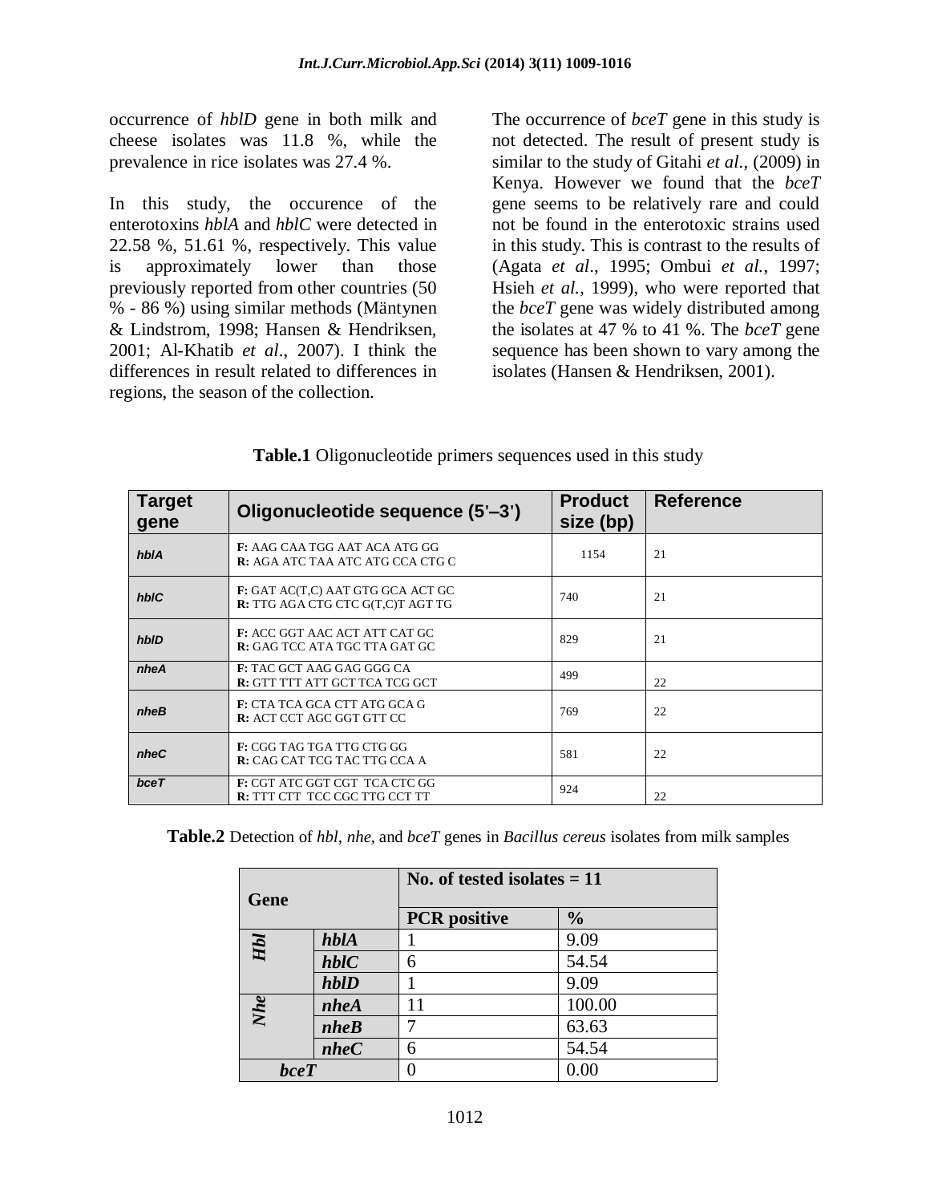occurrence of *hblD* gene in both milk and cheese isolates was 11.8 %, while the prevalence in rice isolates was 27.4 %.

In this study, the occurence of the enterotoxins *hblA* and *hblC* were detected in 22.58 %, 51.61 %, respectively. This value is approximately lower than those previously reported from other countries (50 % - 86 %) using similar methods (Mäntynen & Lindstrom, 1998; Hansen & Hendriksen, 2001; Al-Khatib *et al*., 2007). I think the differences in result related to differences in regions, the season of the collection.

The occurrence of *bceT* gene in this study is not detected. The result of present study is similar to the study of Gitahi *et al*., (2009) in Kenya. However we found that the *bceT* gene seems to be relatively rare and could not be found in the enterotoxic strains used in this study. This is contrast to the results of (Agata *et al*., 1995; Ombui *et al.*, 1997; Hsieh *et al.*, 1999), who were reported that the *bceT* gene was widely distributed among the isolates at 47 % to 41 %. The *bceT* gene sequence has been shown to vary among the isolates (Hansen & Hendriksen, 2001).

**Table.1** Oligonucleotide primers sequences used in this study

| Target gene | Oligonucleotide sequence (5'–3') | Product size (bp) | Reference |
|---|---|---|---|
| *hblA* | **F:** AAG CAA TGG AAT ACA ATG GG<br>**R:** AGA ATC TAA ATC ATG CCA CTG C | 1154 | 21 |
| *hblC* | **F:** GAT AC(T,C) AAT GTG GCA ACT GC<br>**R:** TTG AGA CTG CTC G(T,C)T AGT TG | 740 | 21 |
| *hblD* | **F:** ACC GGT AAC ACT ATT CAT GC<br>**R:** GAG TCC ATA TGC TTA GAT GC | 829 | 21 |
| *nheA* | **F:** TAC GCT AAG GAG GGG CA<br>**R:** GTT TTT ATT GCT TCA TCG GCT | 499 | 22 |
| *nheB* | **F:** CTA TCA GCA CTT ATG GCA G<br>**R:** ACT CCT AGC GGT GTT CC | 769 | 22 |
| *nheC* | **F:** CGG TAG TGA TTG CTG GG<br>**R:** CAG CAT TCG TAC TTG CCA A | 581 | 22 |
| *bceT* | **F:** CGT ATC GGT CGT TCA CTC GG<br>**R:** TTT CTT TCC CGC TTG CCT TT | 924 | 22 |

**Table.2** Detection of *hbl*, *nhe*, and *bceT* genes in *Bacillus cereus* isolates from milk samples

| Gene | | No. of tested isolates = 11 | |
|---|---|---|---|
| | | **PCR positive** | **%** |
| ***Hbl*** | ***hblA*** | 1 | 9.09 |
| | ***hblC*** | 6 | 54.54 |
| | ***hblD*** | 1 | 9.09 |
| ***Nhe*** | ***nheA*** | 11 | 100.00 |
| | ***nheB*** | 7 | 63.63 |
| | ***nheC*** | 6 | 54.54 |
| ***bceT*** | | 0 | 0.00 |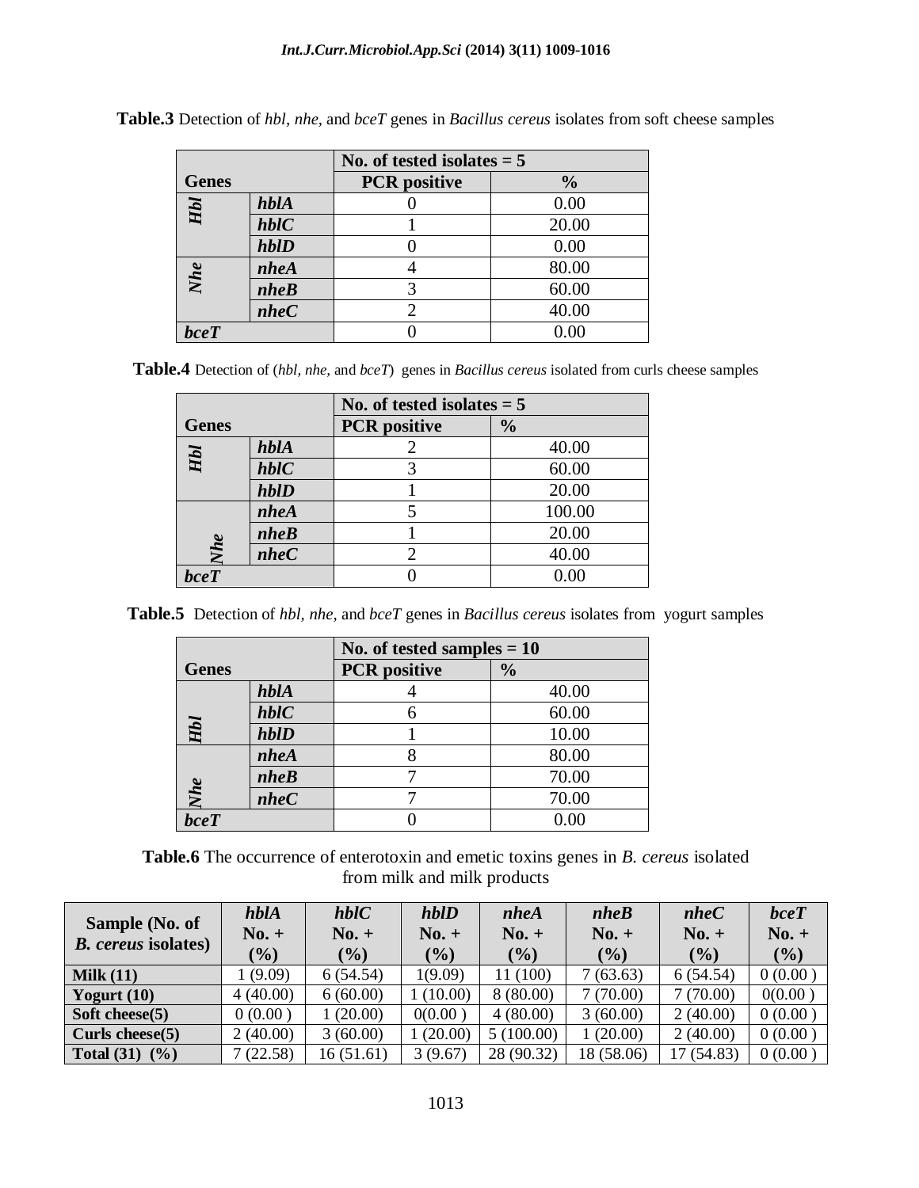**Table.3** Detection of *hbl, nhe,* and *bceT* genes in *Bacillus cereus* isolates from soft cheese samples

| Genes | | No. of tested isolates = 5 | |
|---|---|---|---|
| | | **PCR positive** | **%** |
| ***Hbl*** | ***hblA*** | 0 | 0.00 |
| | ***hblC*** | 1 | 20.00 |
| | ***hblD*** | 0 | 0.00 |
| ***Nhe*** | ***nheA*** | 4 | 80.00 |
| | ***nheB*** | 3 | 60.00 |
| | ***nheC*** | 2 | 40.00 |
| ***bceT*** | | 0 | 0.00 |

**Table.4** Detection of (*hbl, nhe,* and *bceT*) genes in *Bacillus cereus* isolated from curls cheese samples

| Genes | | No. of tested isolates = 5 | |
|---|---|---|---|
| | | **PCR positive** | **%** |
| ***Hbl*** | ***hblA*** | 2 | 40.00 |
| | ***hblC*** | 3 | 60.00 |
| | ***hblD*** | 1 | 20.00 |
| ***Nhe*** | ***nheA*** | 5 | 100.00 |
| | ***nheB*** | 1 | 20.00 |
| | ***nheC*** | 2 | 40.00 |
| ***bceT*** | | 0 | 0.00 |

**Table.5** Detection of *hbl, nhe,* and *bceT* genes in *Bacillus cereus* isolates from yogurt samples

| Genes | | No. of tested samples = 10 | |
|---|---|---|---|
| | | **PCR positive** | **%** |
| ***Hbl*** | ***hblA*** | 4 | 40.00 |
| | ***hblC*** | 6 | 60.00 |
| | ***hblD*** | 1 | 10.00 |
| ***Nhe*** | ***nheA*** | 8 | 80.00 |
| | ***nheB*** | 7 | 70.00 |
| | ***nheC*** | 7 | 70.00 |
| ***bceT*** | | 0 | 0.00 |

**Table.6** The occurrence of enterotoxin and emetic toxins genes in *B. cereus* isolated from milk and milk products

| Sample (No. of *B. cereus* isolates) | ***hblA*** No. + (%) | ***hblC*** No. + (%) | ***hblD*** No. + (%) | ***nheA*** No. + (%) | ***nheB*** No. + (%) | ***nheC*** No. + (%) | ***bceT*** No. + (%) |
|---|---|---|---|---|---|---|---|
| **Milk (11)** | 1 (9.09) | 6 (54.54) | 1(9.09) | 11 (100) | 7 (63.63) | 6 (54.54) | 0 (0.00 ) |
| **Yogurt (10)** | 4 (40.00) | 6 (60.00) | 1 (10.00) | 8 (80.00) | 7 (70.00) | 7 (70.00) | 0(0.00 ) |
| **Soft cheese(5)** | 0 (0.00 ) | 1 (20.00) | 0(0.00 ) | 4 (80.00) | 3 (60.00) | 2 (40.00) | 0 (0.00 ) |
| **Curls cheese(5)** | 2 (40.00) | 3 (60.00) | 1 (20.00) | 5 (100.00) | 1 (20.00) | 2 (40.00) | 0 (0.00 ) |
| **Total (31) (%)** | 7 (22.58) | 16 (51.61) | 3 (9.67) | 28 (90.32) | 18 (58.06) | 17 (54.83) | 0 (0.00 ) |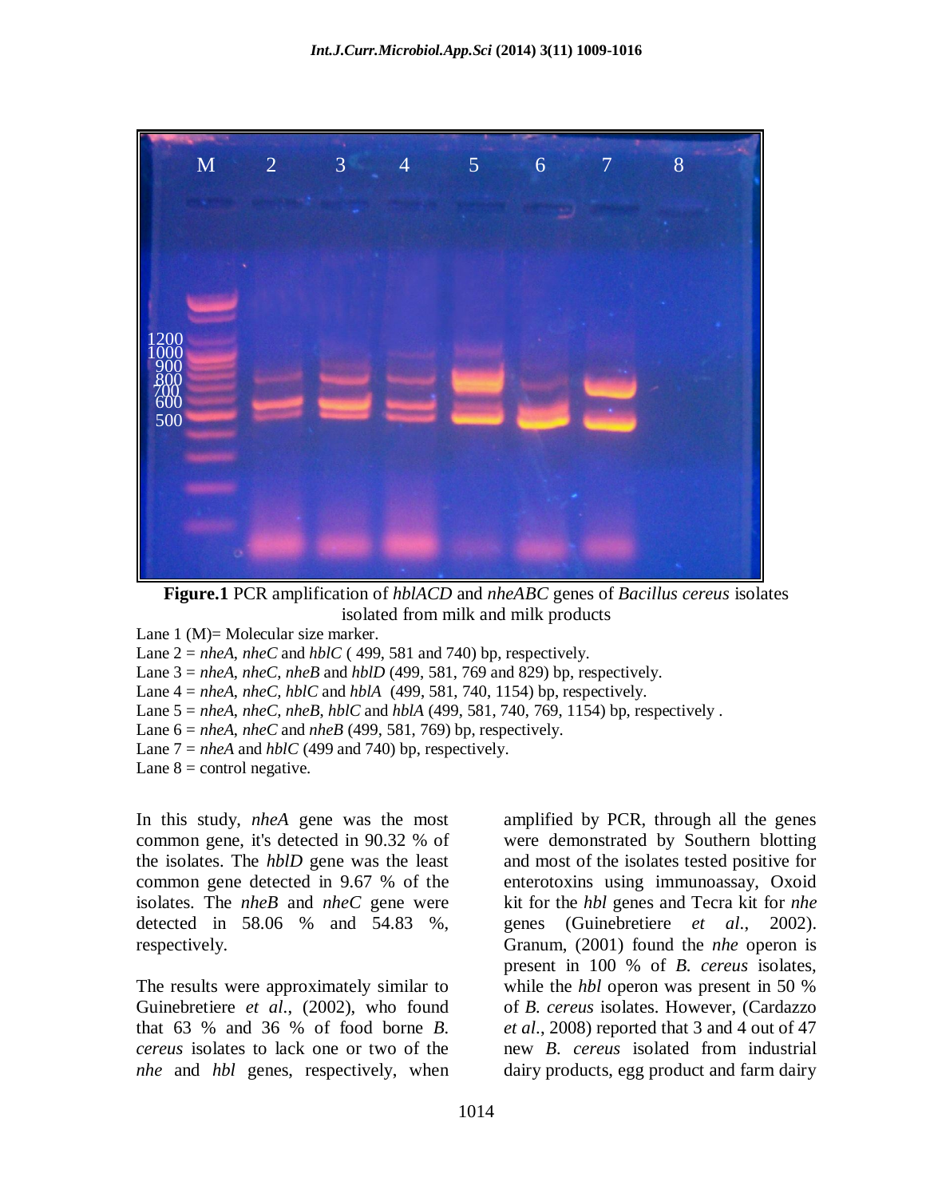**Figure.1** PCR amplification of *hblACD* and *nheABC* genes of *Bacillus cereus* isolates isolated from milk and milk products

Lane 1 (M)= Molecular size marker.
Lane 2 = *nheA*, *nheC* and *hblC* ( 499, 581 and 740) bp, respectively.
Lane 3 = *nheA*, *nheC*, *nheB* and *hblD* (499, 581, 769 and 829) bp, respectively.
Lane 4 = *nheA*, *nheC*, *hblC* and *hblA* (499, 581, 740, 1154) bp, respectively.
Lane 5 = *nheA*, *nheC*, *nheB*, *hblC* and *hblA* (499, 581, 740, 769, 1154) bp, respectively .
Lane 6 = *nheA*, *nheC* and *nheB* (499, 581, 769) bp, respectively.
Lane 7 = *nheA* and *hblC* (499 and 740) bp, respectively.
Lane 8 = control negative.

In this study, *nheA* gene was the most common gene, it's detected in 90.32 % of the isolates. The *hblD* gene was the least common gene detected in 9.67 % of the isolates. The *nheB* and *nheC* gene were detected in 58.06 % and 54.83 %, respectively.

The results were approximately similar to Guinebretiere *et al*., (2002), who found that 63 % and 36 % of food borne *B. cereus* isolates to lack one or two of the *nhe* and *hbl* genes, respectively, when amplified by PCR, through all the genes were demonstrated by Southern blotting and most of the isolates tested positive for enterotoxins using immunoassay, Oxoid kit for the *hbl* genes and Tecra kit for *nhe* genes (Guinebretiere *et al*., 2002). Granum, (2001) found the *nhe* operon is present in 100 % of *B. cereus* isolates, while the *hbl* operon was present in 50 % of *B. cereus* isolates. However, (Cardazzo *et al*., 2008) reported that 3 and 4 out of 47 new *B. cereus* isolated from industrial dairy products, egg product and farm dairy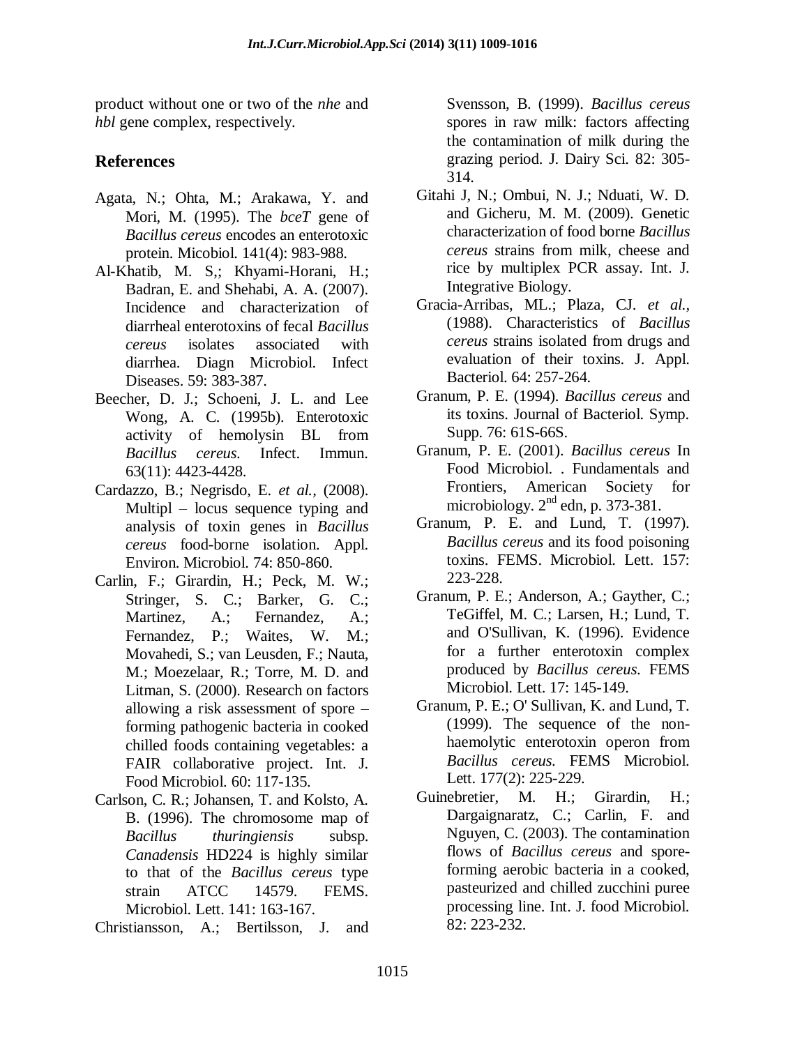product without one or two of the *nhe* and *hbl* gene complex, respectively.

## References

Agata, N.; Ohta, M.; Arakawa, Y. and Mori, M. (1995). The *bceT* gene of *Bacillus cereus* encodes an enterotoxic protein. Micobiol. 141(4): 983-988.

Al-Khatib, M. S,; Khyami-Horani, H.; Badran, E. and Shehabi, A. A. (2007). Incidence and characterization of diarrheal enterotoxins of fecal *Bacillus cereus* isolates associated with diarrhea. Diagn Microbiol. Infect Diseases. 59: 383-387.

Beecher, D. J.; Schoeni, J. L. and Lee Wong, A. C. (1995b). Enterotoxic activity of hemolysin BL from *Bacillus cereus.* Infect. Immun. 63(11): 4423-4428.

Cardazzo, B.; Negrisdo, E. *et al.*, (2008). Multipl – locus sequence typing and analysis of toxin genes in *Bacillus cereus* food-borne isolation. Appl. Environ. Microbiol. 74: 850-860.

Carlin, F.; Girardin, H.; Peck, M. W.; Stringer, S. C.; Barker, G. C.; Martinez, A.; Fernandez, A.; Fernandez, P.; Waites, W. M.; Movahedi, S.; van Leusden, F.; Nauta, M.; Moezelaar, R.; Torre, M. D. and Litman, S. (2000). Research on factors allowing a risk assessment of spore – forming pathogenic bacteria in cooked chilled foods containing vegetables: a FAIR collaborative project. Int. J. Food Microbiol. 60: 117-135.

Carlson, C. R.; Johansen, T. and Kolsto, A. B. (1996). The chromosome map of *Bacillus thuringiensis* subsp. *Canadensis* HD224 is highly similar to that of the *Bacillus cereus* type strain ATCC 14579. FEMS. Microbiol. Lett. 141: 163-167.

Christiansson, A.; Bertilsson, J. and Svensson, B. (1999). *Bacillus cereus* spores in raw milk: factors affecting the contamination of milk during the grazing period. J. Dairy Sci. 82: 305-314.

Gitahi J, N.; Ombui, N. J.; Nduati, W. D. and Gicheru, M. M. (2009). Genetic characterization of food borne *Bacillus cereus* strains from milk, cheese and rice by multiplex PCR assay. Int. J. Integrative Biology.

Gracia-Arribas, ML.; Plaza, CJ. *et al.*, (1988). Characteristics of *Bacillus cereus* strains isolated from drugs and evaluation of their toxins. J. Appl. Bacteriol. 64: 257-264.

Granum, P. E. (1994). *Bacillus cereus* and its toxins. Journal of Bacteriol. Symp. Supp. 76: 61S-66S.

Granum, P. E. (2001). *Bacillus cereus* In Food Microbiol. . Fundamentals and Frontiers, American Society for microbiology. 2nd edn, p. 373-381.

Granum, P. E. and Lund, T. (1997). *Bacillus cereus* and its food poisoning toxins. FEMS. Microbiol. Lett. 157: 223-228.

Granum, P. E.; Anderson, A.; Gayther, C.; TeGiffel, M. C.; Larsen, H.; Lund, T. and O'Sullivan, K. (1996). Evidence for a further enterotoxin complex produced by *Bacillus cereus.* FEMS Microbiol. Lett. 17: 145-149.

Granum, P. E.; O' Sullivan, K. and Lund, T. (1999). The sequence of the non-haemolytic enterotoxin operon from *Bacillus cereus.* FEMS Microbiol. Lett. 177(2): 225-229.

Guinebretier, M. H.; Girardin, H.; Dargaignaratz, C.; Carlin, F. and Nguyen, C. (2003). The contamination flows of *Bacillus cereus* and spore-forming aerobic bacteria in a cooked, pasteurized and chilled zucchini puree processing line. Int. J. food Microbiol. 82: 223-232.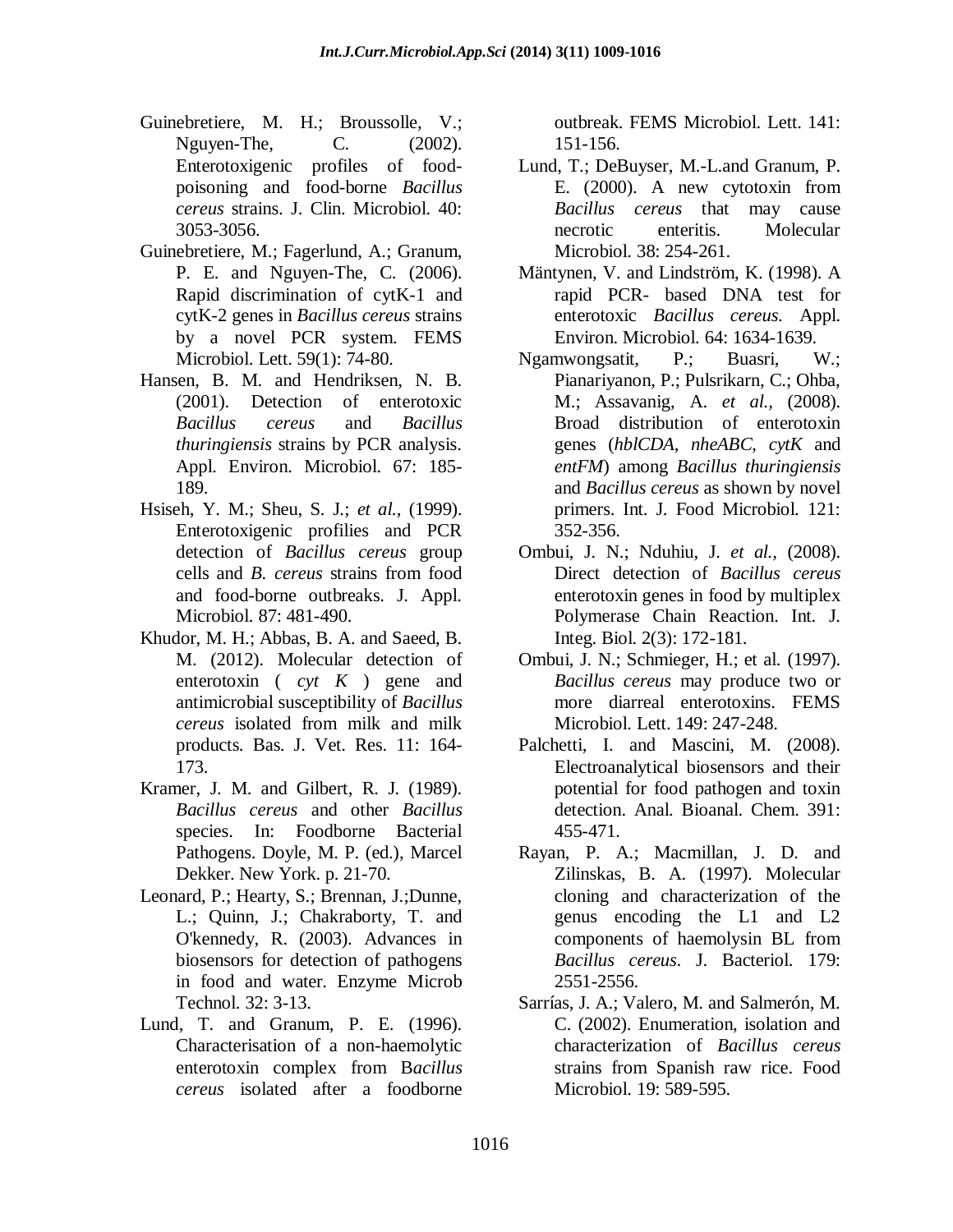Guinebretiere, M. H.; Broussolle, V.; Nguyen-The, C. (2002). Enterotoxigenic profiles of food-poisoning and food-borne *Bacillus cereus* strains. J. Clin. Microbiol. 40: 3053-3056.

Guinebretiere, M.; Fagerlund, A.; Granum, P. E. and Nguyen-The, C. (2006). Rapid discrimination of cytK-1 and cytK-2 genes in *Bacillus cereus* strains by a novel PCR system. FEMS Microbiol. Lett. 59(1): 74-80.

Hansen, B. M. and Hendriksen, N. B. (2001). Detection of enterotoxic *Bacillus cereus* and *Bacillus thuringiensis* strains by PCR analysis. Appl. Environ. Microbiol. 67: 185-189.

Hsiseh, Y. M.; Sheu, S. J.; *et al.*, (1999). Enterotoxigenic profilies and PCR detection of *Bacillus cereus* group cells and *B. cereus* strains from food and food-borne outbreaks. J. Appl. Microbiol. 87: 481-490.

Khudor, M. H.; Abbas, B. A. and Saeed, B. M. (2012). Molecular detection of enterotoxin ( *cyt K* ) gene and antimicrobial susceptibility of *Bacillus cereus* isolated from milk and milk products. Bas. J. Vet. Res. 11: 164-173.

Kramer, J. M. and Gilbert, R. J. (1989). *Bacillus cereus* and other *Bacillus* species. In: Foodborne Bacterial Pathogens. Doyle, M. P. (ed.), Marcel Dekker. New York. p. 21-70.

Leonard, P.; Hearty, S.; Brennan, J.;Dunne, L.; Quinn, J.; Chakraborty, T. and O'kennedy, R. (2003). Advances in biosensors for detection of pathogens in food and water. Enzyme Microb Technol. 32: 3-13.

Lund, T. and Granum, P. E. (1996). Characterisation of a non-haemolytic enterotoxin complex from B*acillus cereus* isolated after a foodborne outbreak. FEMS Microbiol. Lett. 141: 151-156.

Lund, T.; DeBuyser, M.-L.and Granum, P. E. (2000). A new cytotoxin from *Bacillus cereus* that may cause necrotic enteritis. Molecular Microbiol. 38: 254-261.

Mäntynen, V. and Lindström, K. (1998). A rapid PCR- based DNA test for enterotoxic *Bacillus cereus.* Appl. Environ. Microbiol. 64: 1634-1639.

Ngamwongsatit, P.; Buasri, W.; Pianariyanon, P.; Pulsrikarn, C.; Ohba, M.; Assavanig, A. *et al.*, (2008). Broad distribution of enterotoxin genes (*hblCDA*, *nheABC*, *cytK* and *entFM*) among *Bacillus thuringiensis* and *Bacillus cereus* as shown by novel primers. Int. J. Food Microbiol. 121: 352-356.

Ombui, J. N.; Nduhiu, J. *et al.*, (2008). Direct detection of *Bacillus cereus* enterotoxin genes in food by multiplex Polymerase Chain Reaction. Int. J. Integ. Biol. 2(3): 172-181.

Ombui, J. N.; Schmieger, H.; et al. (1997). *Bacillus cereus* may produce two or more diarreal enterotoxins. FEMS Microbiol. Lett. 149: 247-248.

Palchetti, I. and Mascini, M. (2008). Electroanalytical biosensors and their potential for food pathogen and toxin detection. Anal. Bioanal. Chem. 391: 455-471.

Rayan, P. A.; Macmillan, J. D. and Zilinskas, B. A. (1997). Molecular cloning and characterization of the genus encoding the L1 and L2 components of haemolysin BL from *Bacillus cereus.* J. Bacteriol. 179: 2551-2556.

Sarrías, J. A.; Valero, M. and Salmerón, M. C. (2002). Enumeration, isolation and characterization of *Bacillus cereus* strains from Spanish raw rice. Food Microbiol. 19: 589-595.